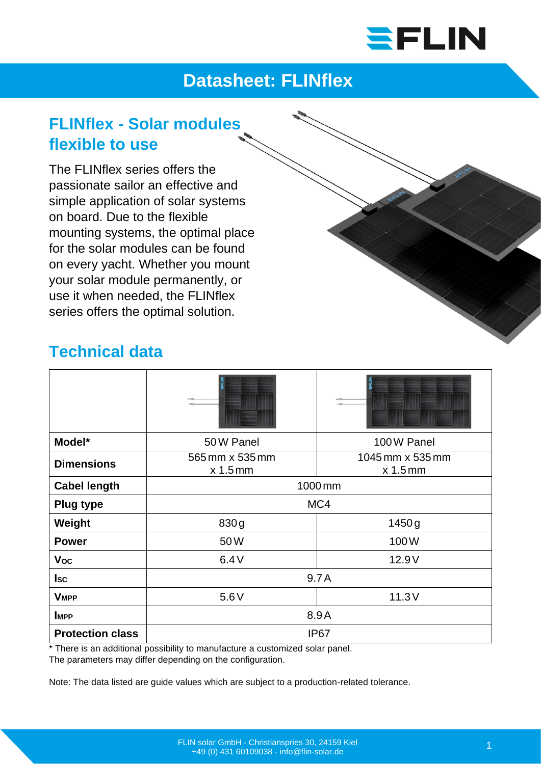# Datasheet: FLINflex

## FLINflex - Solar modules flexible to use

The FLINflex series offers the passionate sailor an effective and simple application of solar systems on board. Due to the flexible mounting systems, the optimal place for the solar modules can be found on every yacht. Whether you mount your solar module permanently, or use it when needed, the FLINflex series offers the optimal solution.

## Technical data

| | | |
|---|---|---|
| **Model*** | 50 W Panel | 100 W Panel |
| **Dimensions** | 565 mm x 535 mm x 1.5 mm | 1045 mm x 535 mm x 1.5 mm |
| **Cabel length** | 1000 mm | |
| **Plug type** | MC4 | |
| **Weight** | 830 g | 1450 g |
| **Power** | 50 W | 100 W |
| **$V_{OC}$** | 6.4 V | 12.9 V |
| **$I_{SC}$** | 9.7 A | |
| **$V_{MPP}$** | 5.6 V | 11.3 V |
| **$I_{MPP}$** | 8.9 A | |
| **Protection class** | IP67 | |

* There is an additional possibility to manufacture a customized solar panel.
The parameters may differ depending on the configuration.

Note: The data listed are guide values which are subject to a production-related tolerance.

FLIN solar GmbH - Christianspries 30, 24159 Kiel
+49 (0) 431 60109038 - info@flin-solar.de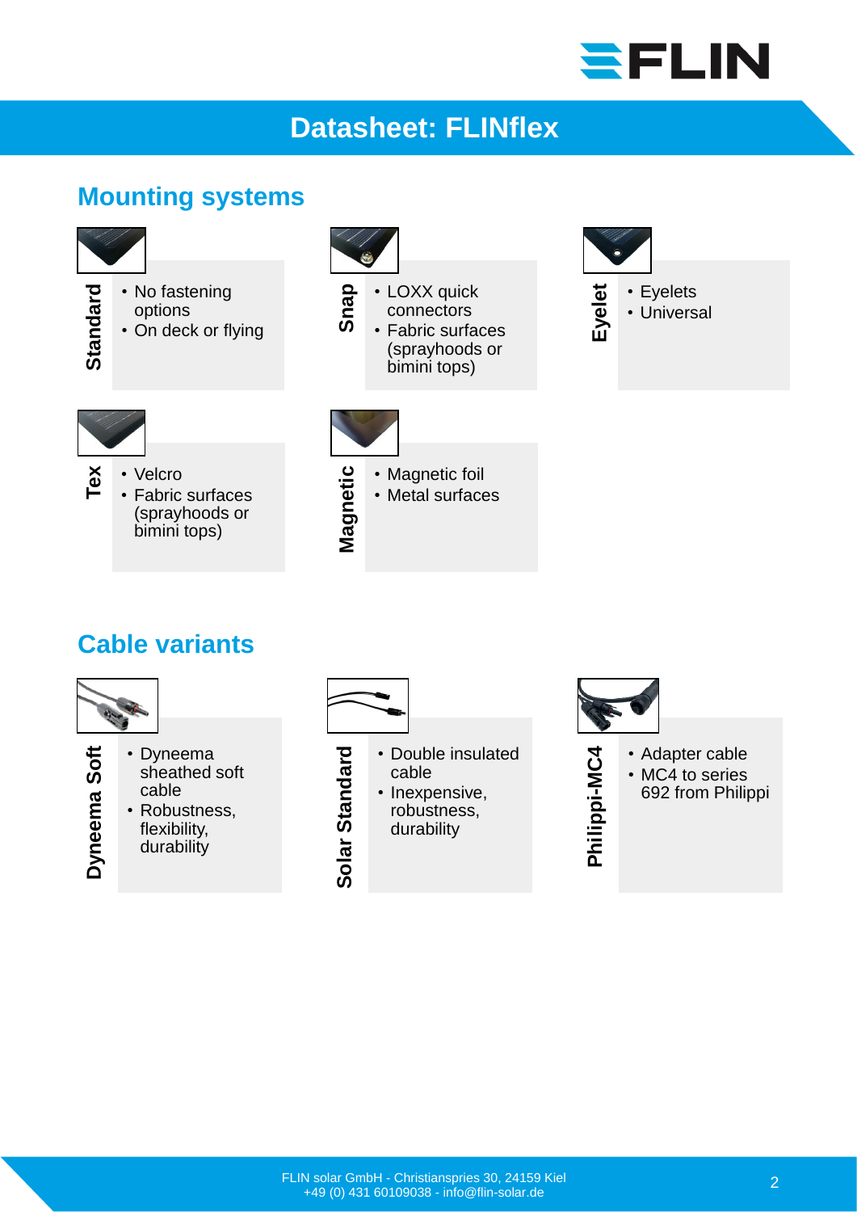# Datasheet: FLINflex

## Mounting systems

### Standard
- No fastening options
- On deck or flying

### Snap
- LOXX quick connectors
- Fabric surfaces (sprayhoods or bimini tops)

### Eyelet
- Eyelets
- Universal

### Tex
- Velcro
- Fabric surfaces (sprayhoods or bimini tops)

### Magnetic
- Magnetic foil
- Metal surfaces

## Cable variants

### Dyneema Soft
- Dyneema sheathed soft cable
- Robustness, flexibility, durability

### Solar Standard
- Double insulated cable
- Inexpensive, robustness, durability

### Philippi-MC4
- Adapter cable
- MC4 to series 692 from Philippi

FLIN solar GmbH - Christianspries 30, 24159 Kiel
+49 (0) 431 60109038 - info@flin-solar.de